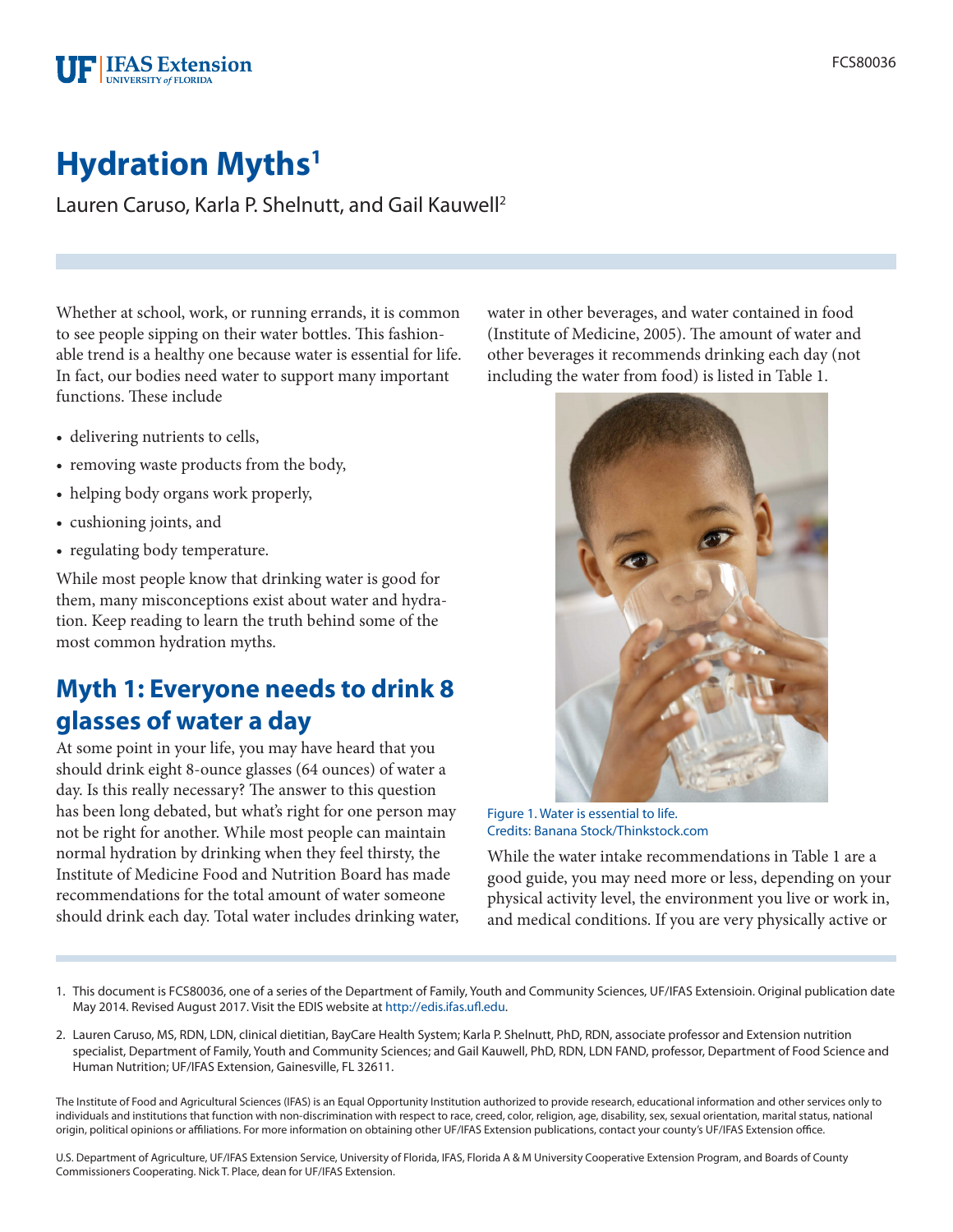# Hydration Myths[1]

Lauren Caruso, Karla P. Shelnutt, and Gail Kauwell[2]

Whether at school, work, or running errands, it is common to see people sipping on their water bottles. This fashionable trend is a healthy one because water is essential for life. In fact, our bodies need water to support many important functions. These include

- delivering nutrients to cells,
- removing waste products from the body,
- helping body organs work properly,
- cushioning joints, and
- regulating body temperature.

While most people know that drinking water is good for them, many misconceptions exist about water and hydration. Keep reading to learn the truth behind some of the most common hydration myths.

## Myth 1: Everyone needs to drink 8 glasses of water a day

At some point in your life, you may have heard that you should drink eight 8-ounce glasses (64 ounces) of water a day. Is this really necessary? The answer to this question has been long debated, but what's right for one person may not be right for another. While most people can maintain normal hydration by drinking when they feel thirsty, the Institute of Medicine Food and Nutrition Board has made recommendations for the total amount of water someone should drink each day. Total water includes drinking water, water in other beverages, and water contained in food (Institute of Medicine, 2005). The amount of water and other beverages it recommends drinking each day (not including the water from food) is listed in Table 1.

Figure 1. Water is essential to life.
Credits: Banana Stock/Thinkstock.com

While the water intake recommendations in Table 1 are a good guide, you may need more or less, depending on your physical activity level, the environment you live or work in, and medical conditions. If you are very physically active or

1. This document is FCS80036, one of a series of the Department of Family, Youth and Community Sciences, UF/IFAS Extensioin. Original publication date May 2014. Revised August 2017. Visit the EDIS website at http://edis.ifas.ufl.edu.

2. Lauren Caruso, MS, RDN, LDN, clinical dietitian, BayCare Health System; Karla P. Shelnutt, PhD, RDN, associate professor and Extension nutrition specialist, Department of Family, Youth and Community Sciences; and Gail Kauwell, PhD, RDN, LDN FAND, professor, Department of Food Science and Human Nutrition; UF/IFAS Extension, Gainesville, FL 32611.

The Institute of Food and Agricultural Sciences (IFAS) is an Equal Opportunity Institution authorized to provide research, educational information and other services only to individuals and institutions that function with non-discrimination with respect to race, creed, color, religion, age, disability, sex, sexual orientation, marital status, national origin, political opinions or affiliations. For more information on obtaining other UF/IFAS Extension publications, contact your county's UF/IFAS Extension office.

U.S. Department of Agriculture, UF/IFAS Extension Service, University of Florida, IFAS, Florida A & M University Cooperative Extension Program, and Boards of County Commissioners Cooperating. Nick T. Place, dean for UF/IFAS Extension.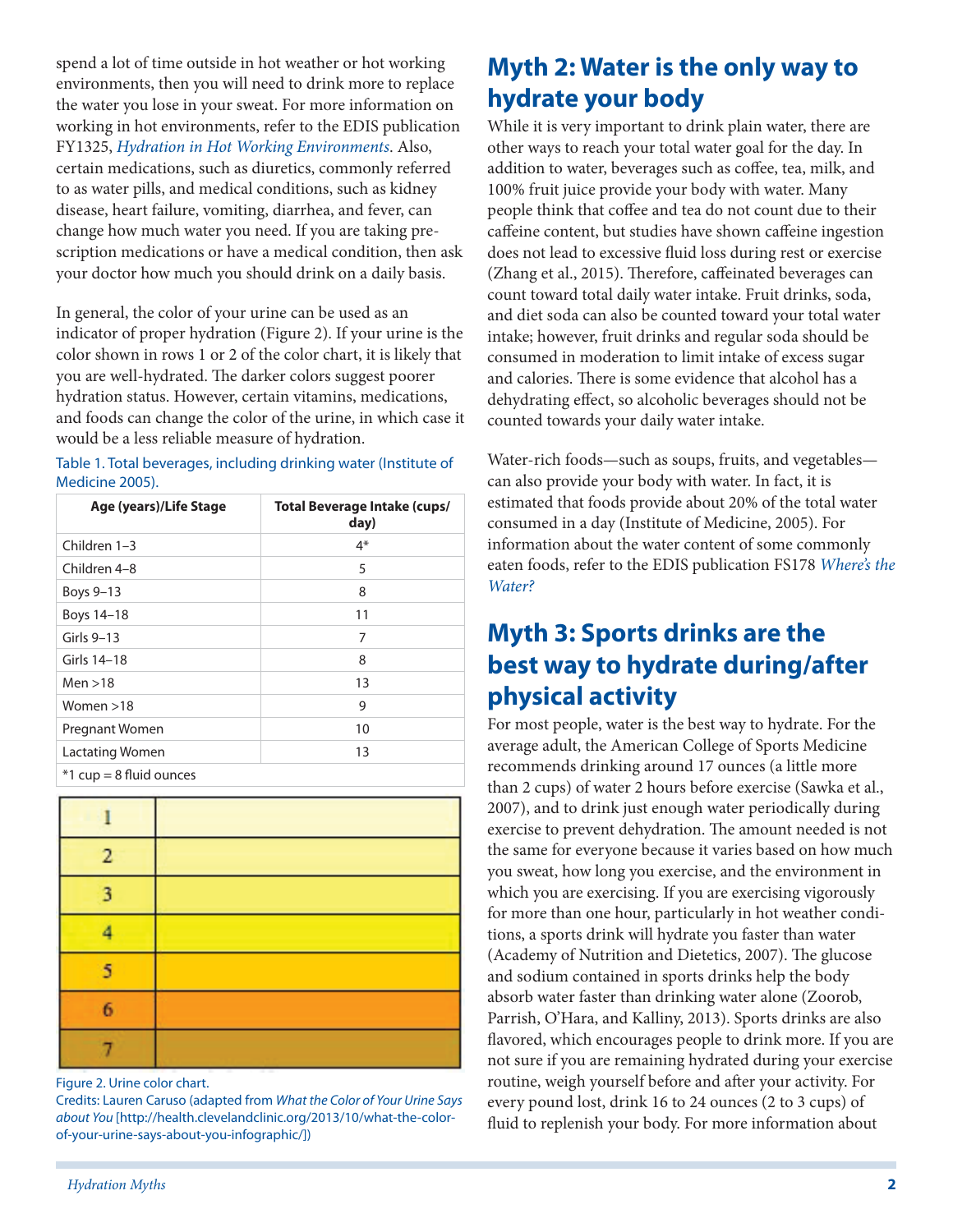spend a lot of time outside in hot weather or hot working environments, then you will need to drink more to replace the water you lose in your sweat. For more information on working in hot environments, refer to the EDIS publication FY1325, *Hydration in Hot Working Environments*. Also, certain medications, such as diuretics, commonly referred to as water pills, and medical conditions, such as kidney disease, heart failure, vomiting, diarrhea, and fever, can change how much water you need. If you are taking prescription medications or have a medical condition, then ask your doctor how much you should drink on a daily basis.

In general, the color of your urine can be used as an indicator of proper hydration (Figure 2). If your urine is the color shown in rows 1 or 2 of the color chart, it is likely that you are well-hydrated. The darker colors suggest poorer hydration status. However, certain vitamins, medications, and foods can change the color of the urine, in which case it would be a less reliable measure of hydration.

Table 1. Total beverages, including drinking water (Institute of Medicine 2005).

| Age (years)/Life Stage | Total Beverage Intake (cups/day) |
|---|---|
| Children 1–3 | 4* |
| Children 4–8 | 5 |
| Boys 9–13 | 8 |
| Boys 14–18 | 11 |
| Girls 9–13 | 7 |
| Girls 14–18 | 8 |
| Men >18 | 13 |
| Women >18 | 9 |
| Pregnant Women | 10 |
| Lactating Women | 13 |
| *1 cup = 8 fluid ounces | |

| 1 | |
|---|---|
| 2 | |
| 3 | |
| 4 | |
| 5 | |
| 6 | |
| 7 | |

Figure 2. Urine color chart.
Credits: Lauren Caruso (adapted from *What the Color of Your Urine Says about You* [http://health.clevelandclinic.org/2013/10/what-the-color-of-your-urine-says-about-you-infographic/])

## Myth 2: Water is the only way to hydrate your body

While it is very important to drink plain water, there are other ways to reach your total water goal for the day. In addition to water, beverages such as coffee, tea, milk, and 100% fruit juice provide your body with water. Many people think that coffee and tea do not count due to their caffeine content, but studies have shown caffeine ingestion does not lead to excessive fluid loss during rest or exercise (Zhang et al., 2015). Therefore, caffeinated beverages can count toward total daily water intake. Fruit drinks, soda, and diet soda can also be counted toward your total water intake; however, fruit drinks and regular soda should be consumed in moderation to limit intake of excess sugar and calories. There is some evidence that alcohol has a dehydrating effect, so alcoholic beverages should not be counted towards your daily water intake.

Water-rich foods—such as soups, fruits, and vegetables—can also provide your body with water. In fact, it is estimated that foods provide about 20% of the total water consumed in a day (Institute of Medicine, 2005). For information about the water content of some commonly eaten foods, refer to the EDIS publication FS178 *Where's the Water?*

## Myth 3: Sports drinks are the best way to hydrate during/after physical activity

For most people, water is the best way to hydrate. For the average adult, the American College of Sports Medicine recommends drinking around 17 ounces (a little more than 2 cups) of water 2 hours before exercise (Sawka et al., 2007), and to drink just enough water periodically during exercise to prevent dehydration. The amount needed is not the same for everyone because it varies based on how much you sweat, how long you exercise, and the environment in which you are exercising. If you are exercising vigorously for more than one hour, particularly in hot weather conditions, a sports drink will hydrate you faster than water (Academy of Nutrition and Dietetics, 2007). The glucose and sodium contained in sports drinks help the body absorb water faster than drinking water alone (Zoorob, Parrish, O'Hara, and Kalliny, 2013). Sports drinks are also flavored, which encourages people to drink more. If you are not sure if you are remaining hydrated during your exercise routine, weigh yourself before and after your activity. For every pound lost, drink 16 to 24 ounces (2 to 3 cups) of fluid to replenish your body. For more information about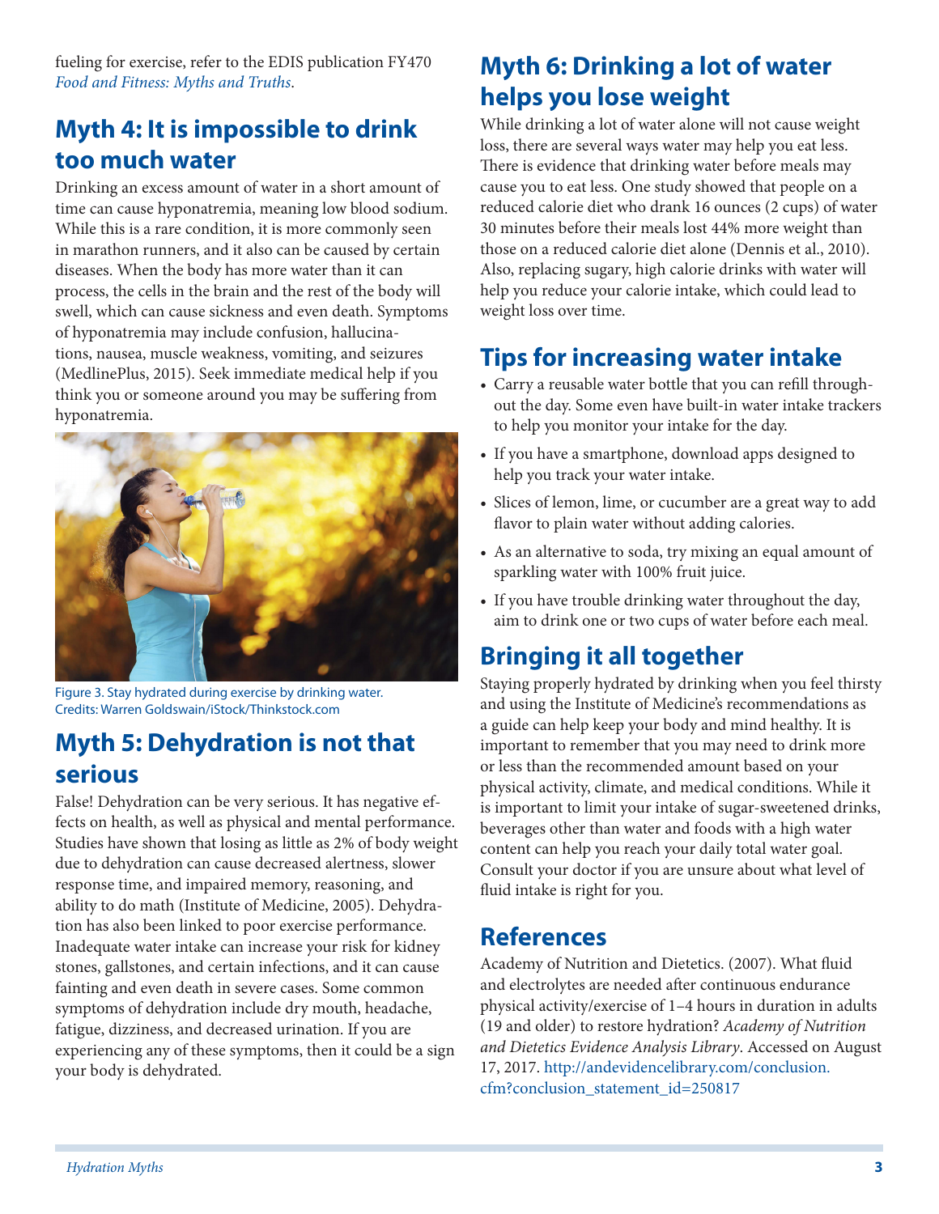fueling for exercise, refer to the EDIS publication FY470 *Food and Fitness: Myths and Truths*.

## Myth 4: It is impossible to drink too much water

Drinking an excess amount of water in a short amount of time can cause hyponatremia, meaning low blood sodium. While this is a rare condition, it is more commonly seen in marathon runners, and it also can be caused by certain diseases. When the body has more water than it can process, the cells in the brain and the rest of the body will swell, which can cause sickness and even death. Symptoms of hyponatremia may include confusion, hallucinations, nausea, muscle weakness, vomiting, and seizures (MedlinePlus, 2015). Seek immediate medical help if you think you or someone around you may be suffering from hyponatremia.

Figure 3. Stay hydrated during exercise by drinking water.
Credits: Warren Goldswain/iStock/Thinkstock.com

## Myth 5: Dehydration is not that serious

False! Dehydration can be very serious. It has negative effects on health, as well as physical and mental performance. Studies have shown that losing as little as 2% of body weight due to dehydration can cause decreased alertness, slower response time, and impaired memory, reasoning, and ability to do math (Institute of Medicine, 2005). Dehydration has also been linked to poor exercise performance. Inadequate water intake can increase your risk for kidney stones, gallstones, and certain infections, and it can cause fainting and even death in severe cases. Some common symptoms of dehydration include dry mouth, headache, fatigue, dizziness, and decreased urination. If you are experiencing any of these symptoms, then it could be a sign your body is dehydrated.

## Myth 6: Drinking a lot of water helps you lose weight

While drinking a lot of water alone will not cause weight loss, there are several ways water may help you eat less. There is evidence that drinking water before meals may cause you to eat less. One study showed that people on a reduced calorie diet who drank 16 ounces (2 cups) of water 30 minutes before their meals lost 44% more weight than those on a reduced calorie diet alone (Dennis et al., 2010). Also, replacing sugary, high calorie drinks with water will help you reduce your calorie intake, which could lead to weight loss over time.

## Tips for increasing water intake

- Carry a reusable water bottle that you can refill throughout the day. Some even have built-in water intake trackers to help you monitor your intake for the day.
- If you have a smartphone, download apps designed to help you track your water intake.
- Slices of lemon, lime, or cucumber are a great way to add flavor to plain water without adding calories.
- As an alternative to soda, try mixing an equal amount of sparkling water with 100% fruit juice.
- If you have trouble drinking water throughout the day, aim to drink one or two cups of water before each meal.

## Bringing it all together

Staying properly hydrated by drinking when you feel thirsty and using the Institute of Medicine's recommendations as a guide can help keep your body and mind healthy. It is important to remember that you may need to drink more or less than the recommended amount based on your physical activity, climate, and medical conditions. While it is important to limit your intake of sugar-sweetened drinks, beverages other than water and foods with a high water content can help you reach your daily total water goal. Consult your doctor if you are unsure about what level of fluid intake is right for you.

## References

Academy of Nutrition and Dietetics. (2007). What fluid and electrolytes are needed after continuous endurance physical activity/exercise of 1–4 hours in duration in adults (19 and older) to restore hydration? *Academy of Nutrition and Dietetics Evidence Analysis Library*. Accessed on August 17, 2017. http://andevidencelibrary.com/conclusion.cfm?conclusion_statement_id=250817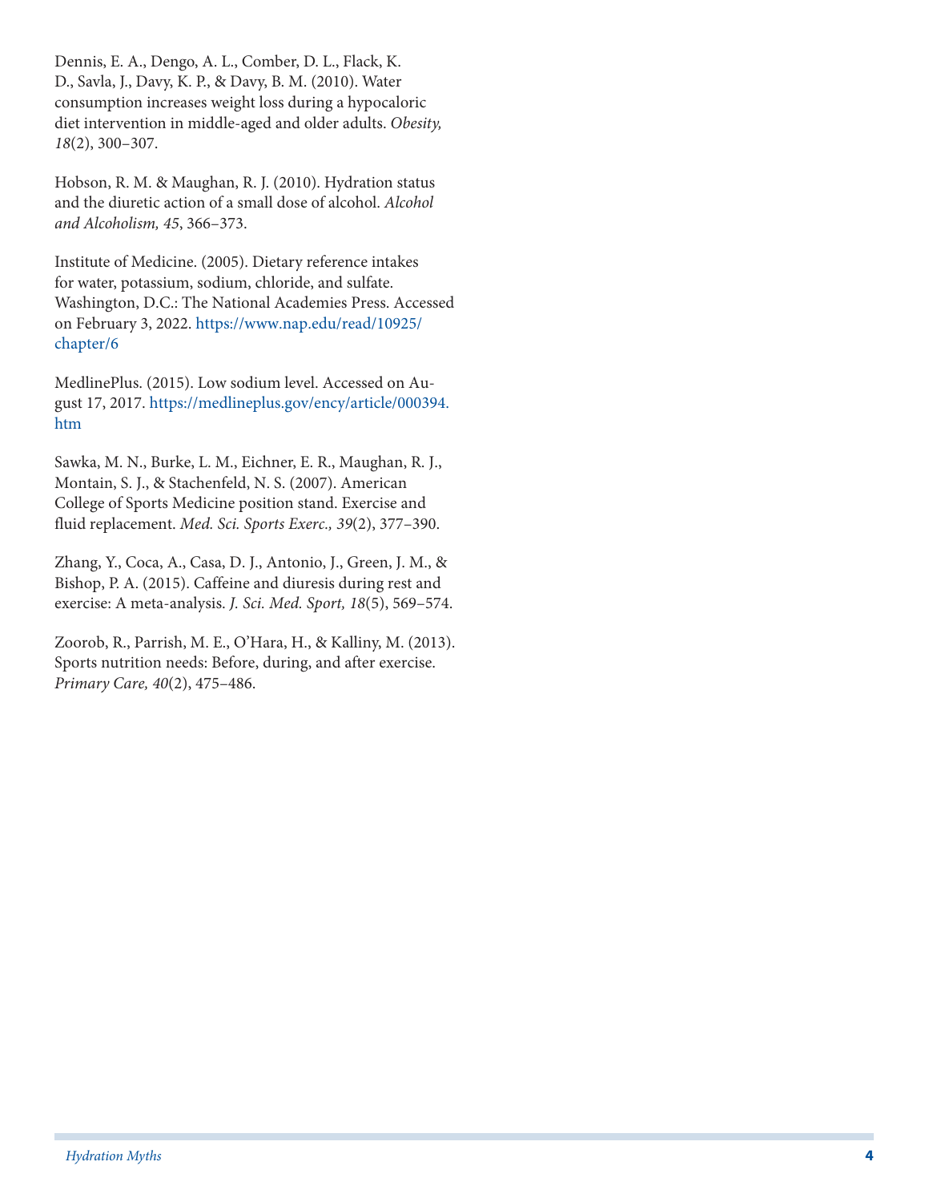Dennis, E. A., Dengo, A. L., Comber, D. L., Flack, K. D., Savla, J., Davy, K. P., & Davy, B. M. (2010). Water consumption increases weight loss during a hypocaloric diet intervention in middle-aged and older adults. *Obesity, 18*(2), 300–307.

Hobson, R. M. & Maughan, R. J. (2010). Hydration status and the diuretic action of a small dose of alcohol. *Alcohol and Alcoholism, 45*, 366–373.

Institute of Medicine. (2005). Dietary reference intakes for water, potassium, sodium, chloride, and sulfate. Washington, D.C.: The National Academies Press. Accessed on February 3, 2022. https://www.nap.edu/read/10925/chapter/6

MedlinePlus. (2015). Low sodium level. Accessed on August 17, 2017. https://medlineplus.gov/ency/article/000394.htm

Sawka, M. N., Burke, L. M., Eichner, E. R., Maughan, R. J., Montain, S. J., & Stachenfeld, N. S. (2007). American College of Sports Medicine position stand. Exercise and fluid replacement. *Med. Sci. Sports Exerc., 39*(2), 377–390.

Zhang, Y., Coca, A., Casa, D. J., Antonio, J., Green, J. M., & Bishop, P. A. (2015). Caffeine and diuresis during rest and exercise: A meta-analysis. *J. Sci. Med. Sport, 18*(5), 569–574.

Zoorob, R., Parrish, M. E., O'Hara, H., & Kalliny, M. (2013). Sports nutrition needs: Before, during, and after exercise. *Primary Care, 40*(2), 475–486.